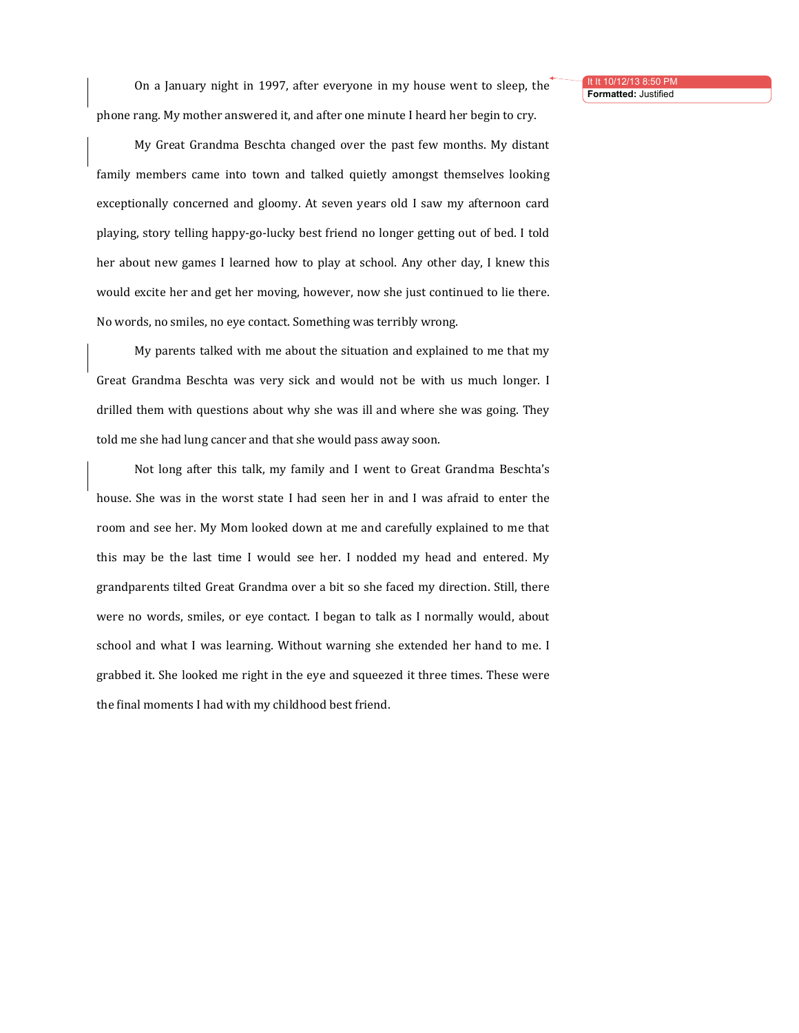On a January night in 1997, after everyone in my house went to sleep, the phone rang. My mother answered it, and after one minute I heard her begin to cry.

My Great Grandma Beschta changed over the past few months. My distant family members came into town and talked quietly amongst themselves looking exceptionally concerned and gloomy. At seven years old I saw my afternoon card playing, story telling happy-go-lucky best friend no longer getting out of bed. I told her about new games I learned how to play at school. Any other day, I knew this would excite her and get her moving, however, now she just continued to lie there. No words, no smiles, no eye contact. Something was terribly wrong.

My parents talked with me about the situation and explained to me that my Great Grandma Beschta was very sick and would not be with us much longer. I drilled them with questions about why she was ill and where she was going. They told me she had lung cancer and that she would pass away soon.

Not long after this talk, my family and I went to Great Grandma Beschta's house. She was in the worst state I had seen her in and I was afraid to enter the room and see her. My Mom looked down at me and carefully explained to me that this may be the last time I would see her. I nodded my head and entered. My grandparents tilted Great Grandma over a bit so she faced my direction. Still, there were no words, smiles, or eye contact. I began to talk as I normally would, about school and what I was learning. Without warning she extended her hand to me. I grabbed it. She looked me right in the eye and squeezed it three times. These were the final moments I had with my childhood best friend.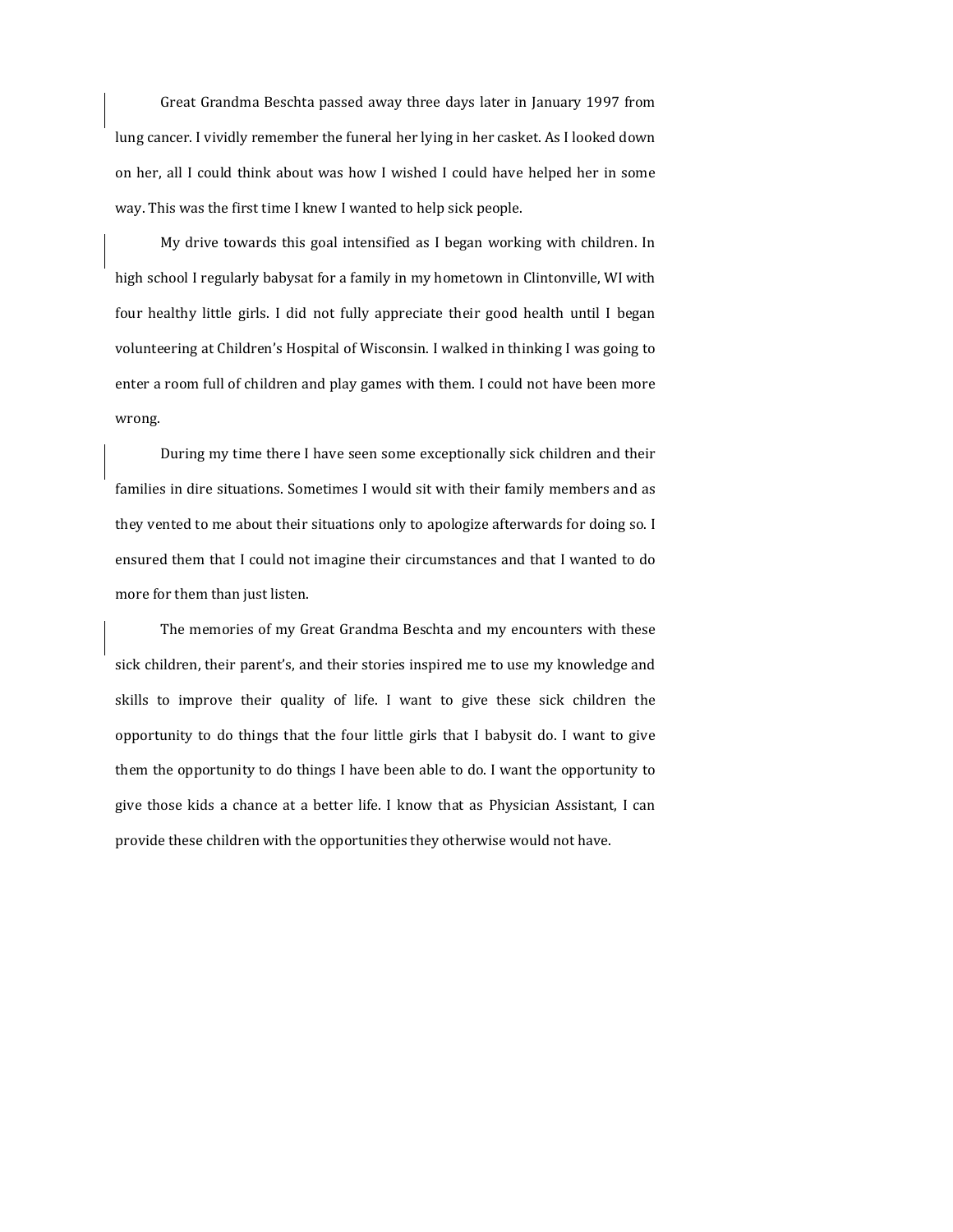Great Grandma Beschta passed away three days later in January 1997 from lung cancer. I vividly remember the funeral her lying in her casket. As I looked down on her, all I could think about was how I wished I could have helped her in some way. This was the first time I knew I wanted to help sick people.

My drive towards this goal intensified as I began working with children. In high school I regularly babysat for a family in my hometown in Clintonville, WI with four healthy little girls. I did not fully appreciate their good health until I began volunteering at Children's Hospital of Wisconsin. I walked in thinking I was going to enter a room full of children and play games with them. I could not have been more wrong.

During my time there I have seen some exceptionally sick children and their families in dire situations. Sometimes I would sit with their family members and as they vented to me about their situations only to apologize afterwards for doing so. I ensured them that I could not imagine their circumstances and that I wanted to do more for them than just listen.

The memories of my Great Grandma Beschta and my encounters with these sick children, their parent's, and their stories inspired me to use my knowledge and skills to improve their quality of life. I want to give these sick children the opportunity to do things that the four little girls that I babysit do. I want to give them the opportunity to do things I have been able to do. I want the opportunity to give those kids a chance at a better life. I know that as Physician Assistant, I can provide these children with the opportunities they otherwise would not have.